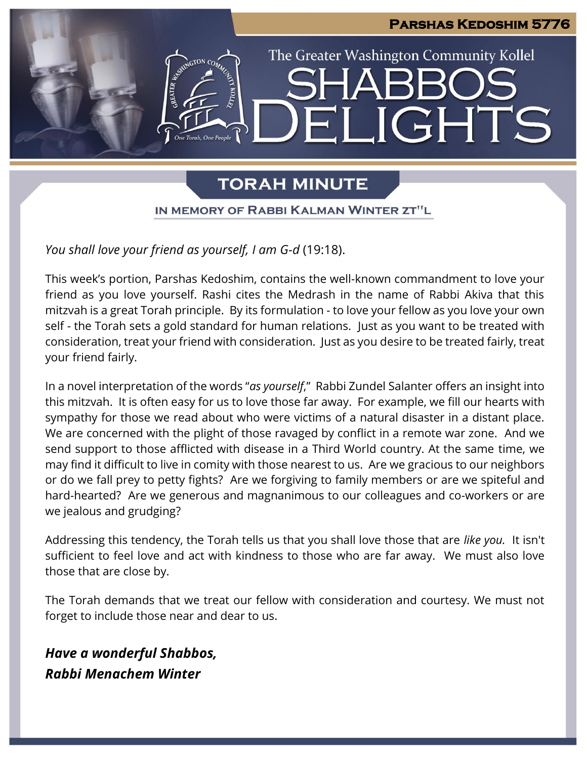**Parshas Kedoshim 5776**

The Greater Washington Community Kollel

# SHABBOS DELIGHTS

## TORAH MINUTE

### IN MEMORY OF RABBI KALMAN WINTER ZT"L

*You shall love your friend as yourself, I am G-d* (19:18).

This week's portion, Parshas Kedoshim, contains the well-known commandment to love your friend as you love yourself. Rashi cites the Medrash in the name of Rabbi Akiva that this mitzvah is a great Torah principle. By its formulation - to love your fellow as you love your own self - the Torah sets a gold standard for human relations. Just as you want to be treated with consideration, treat your friend with consideration. Just as you desire to be treated fairly, treat your friend fairly.

In a novel interpretation of the words "*as yourself*," Rabbi Zundel Salanter offers an insight into this mitzvah. It is often easy for us to love those far away. For example, we fill our hearts with sympathy for those we read about who were victims of a natural disaster in a distant place. We are concerned with the plight of those ravaged by conflict in a remote war zone. And we send support to those afflicted with disease in a Third World country. At the same time, we may find it difficult to live in comity with those nearest to us. Are we gracious to our neighbors or do we fall prey to petty fights? Are we forgiving to family members or are we spiteful and hard-hearted? Are we generous and magnanimous to our colleagues and co-workers or are we jealous and grudging?

Addressing this tendency, the Torah tells us that you shall love those that are *like you.* It isn't sufficient to feel love and act with kindness to those who are far away. We must also love those that are close by.

The Torah demands that we treat our fellow with consideration and courtesy. We must not forget to include those near and dear to us.

***Have a wonderful Shabbos,***
***Rabbi Menachem Winter***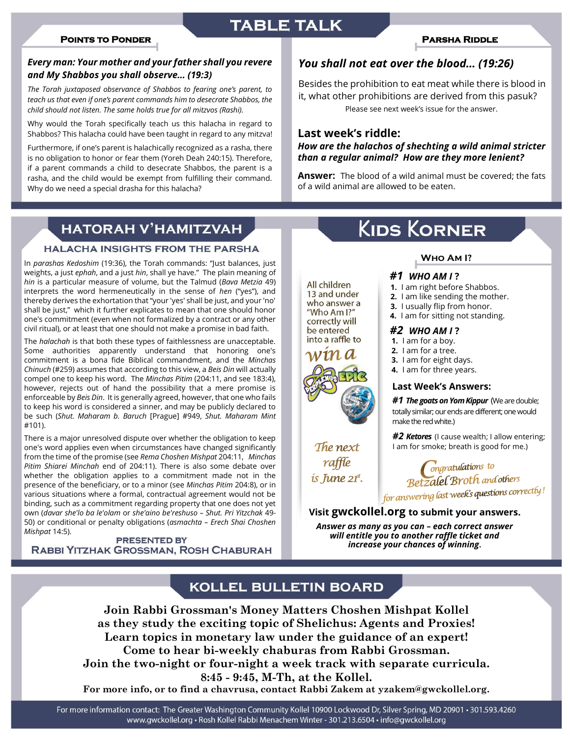# TABLE TALK

## Points to Ponder

***Every man: Your mother and your father shall you revere and My Shabbos you shall observe... (19:3)***

*The Torah juxtaposed observance of Shabbos to fearing one's parent, to teach us that even if one's parent commands him to desecrate Shabbos, the child should not listen. The same holds true for all mitzvos (Rashi).*

Why would the Torah specifically teach us this halacha in regard to Shabbos? This halacha could have been taught in regard to any mitzva!

Furthermore, if one's parent is halachically recognized as a rasha, there is no obligation to honor or fear them (Yoreh Deah 240:15). Therefore, if a parent commands a child to desecrate Shabbos, the parent is a rasha, and the child would be exempt from fulfilling their command. Why do we need a special drasha for this halacha?

## Parsha Riddle

***You shall not eat over the blood... (19:26)***

Besides the prohibition to eat meat while there is blood in it, what other prohibitions are derived from this pasuk?

Please see next week's issue for the answer.

### Last week's riddle:

***How are the halachos of shechting a wild animal stricter than a regular animal? How are they more lenient?***

**Answer:** The blood of a wild animal must be covered; the fats of a wild animal are allowed to be eaten.

# HATORAH V'HAMITZVAH

## Halacha Insights from the Parsha

In *parashas Kedoshim* (19:36), the Torah commands: "Just balances, just weights, a just *ephah*, and a just *hin*, shall ye have." The plain meaning of *hin* is a particular measure of volume, but the Talmud (*Bava Metzia* 49) interprets the word hermeneutically in the sense of *hen* ("yes"), and thereby derives the exhortation that "your 'yes' shall be just, and your 'no' shall be just," which it further explicates to mean that one should honor one's commitment (even when not formalized by a contract or any other civil ritual), or at least that one should not make a promise in bad faith.

The *halachah* is that both these types of faithlessness are unacceptable. Some authorities apparently understand that honoring one's commitment is a bona fide Biblical commandment, and the *Minchas Chinuch* (#259) assumes that according to this view, a *Beis Din* will actually compel one to keep his word. The *Minchas Pitim* (204:11, and see 183:4), however, rejects out of hand the possibility that a mere promise is enforceable by *Beis Din*. It is generally agreed, however, that one who fails to keep his word is considered a sinner, and may be publicly declared to be such (*Shut. Maharam b. Baruch* [Prague] #949, *Shut. Maharam Mint* #101).

There is a major unresolved dispute over whether the obligation to keep one's word applies even when circumstances have changed significantly from the time of the promise (see *Rema Choshen Mishpat* 204:11, *Minchas Pitim Shiarei Minchah* end of 204:11). There is also some debate over whether the obligation applies to a commitment made not in the presence of the beneficiary, or to a minor (see *Minchas Pitim* 204:8), or in various situations where a formal, contractual agreement would not be binding, such as a commitment regarding property that one does not yet own (*davar she'lo ba le'olam* or *she'aino be'reshuso – Shut. Pri Yitzchak* 49-50) or conditional or penalty obligations (*asmachta – Erech Shai Choshen Mishpat* 14:5).

Presented by
Rabbi Yitzhak Grossman, Rosh Chaburah

# Kids Korner

All children 13 and under who answer a "Who Am I?" correctly will be entered into a raffle to win a Perplexus Epic

The next raffle is June 21st.

## Who Am I?

### #1 WHO AM I ?

1. I am right before Shabbos.
2. I am like sending the mother.
3. I usually flip from honor.
4. I am for sitting not standing.

### #2 WHO AM I ?

1. I am for a boy.
2. I am for a tree.
3. I am for eight days.
4. I am for three years.

### Last Week's Answers:

**#1** ***The goats on Yom Kippur*** (We are double; totally similar; our ends are different; one would make the red white.)

**#2** ***Ketores*** (I cause wealth; I allow entering; I am for smoke; breath is good for me.)

*Congratulations to Betzalel Broth and others for answering last week's questions correctly!*

**Visit gwckollel.org to submit your answers.**

***Answer as many as you can – each correct answer will entitle you to another raffle ticket and increase your chances of winning.***

# KOLLEL BULLETIN BOARD

**Join Rabbi Grossman's Money Matters Choshen Mishpat Kollel as they study the exciting topic of Shelichus: Agents and Proxies!**
**Learn topics in monetary law under the guidance of an expert!**
**Come to hear bi-weekly chaburas from Rabbi Grossman.**
**Join the two-night or four-night a week track with separate curricula.**
**8:45 - 9:45, M-Th, at the Kollel.**
**For more info, or to find a chavrusa, contact Rabbi Zakem at yzakem@gwckollel.org.**

For more information contact: The Greater Washington Community Kollel 10900 Lockwood Dr, Silver Spring, MD 20901 • 301.593.4260
www.gwckollel.org • Rosh Kollel Rabbi Menachem Winter - 301.213.6504 • info@gwckollel.org